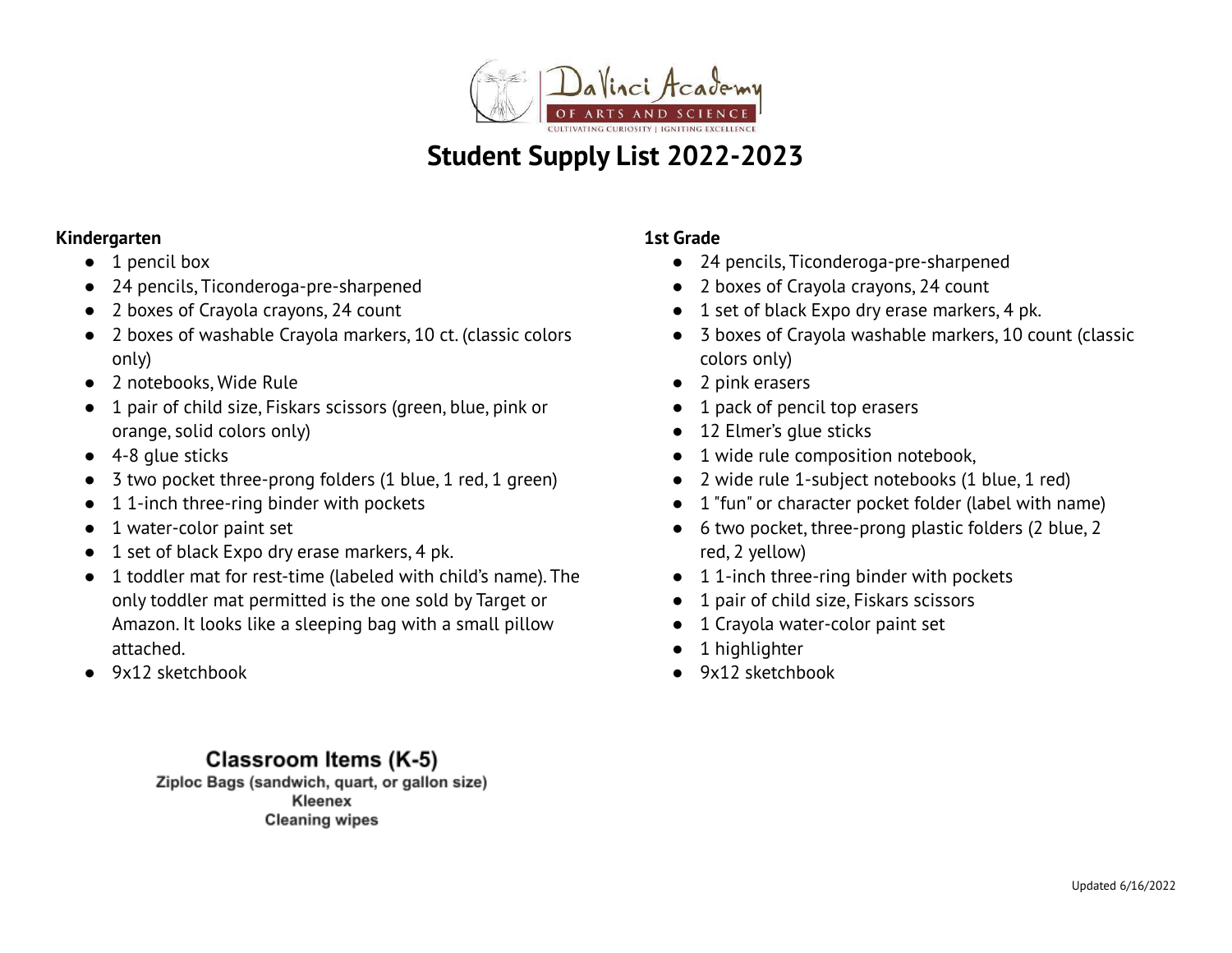DaVinci Academy OF ARTS AND SCIENCE
CULTIVATING CURIOSITY | IGNITING EXCELLENCE

# Student Supply List 2022-2023

**Kindergarten**

- 1 pencil box
- 24 pencils, Ticonderoga-pre-sharpened
- 2 boxes of Crayola crayons, 24 count
- 2 boxes of washable Crayola markers, 10 ct. (classic colors only)
- 2 notebooks, Wide Rule
- 1 pair of child size, Fiskars scissors (green, blue, pink or orange, solid colors only)
- 4-8 glue sticks
- 3 two pocket three-prong folders (1 blue, 1 red, 1 green)
- 1 1-inch three-ring binder with pockets
- 1 water-color paint set
- 1 set of black Expo dry erase markers, 4 pk.
- 1 toddler mat for rest-time (labeled with child's name). The only toddler mat permitted is the one sold by Target or Amazon. It looks like a sleeping bag with a small pillow attached.
- 9x12 sketchbook

**1st Grade**

- 24 pencils, Ticonderoga-pre-sharpened
- 2 boxes of Crayola crayons, 24 count
- 1 set of black Expo dry erase markers, 4 pk.
- 3 boxes of Crayola washable markers, 10 count (classic colors only)
- 2 pink erasers
- 1 pack of pencil top erasers
- 12 Elmer's glue sticks
- 1 wide rule composition notebook,
- 2 wide rule 1-subject notebooks (1 blue, 1 red)
- 1 "fun" or character pocket folder (label with name)
- 6 two pocket, three-prong plastic folders (2 blue, 2 red, 2 yellow)
- 1 1-inch three-ring binder with pockets
- 1 pair of child size, Fiskars scissors
- 1 Crayola water-color paint set
- 1 highlighter
- 9x12 sketchbook

**Classroom Items (K-5)**

Ziploc Bags (sandwich, quart, or gallon size)
Kleenex
Cleaning wipes

Updated 6/16/2022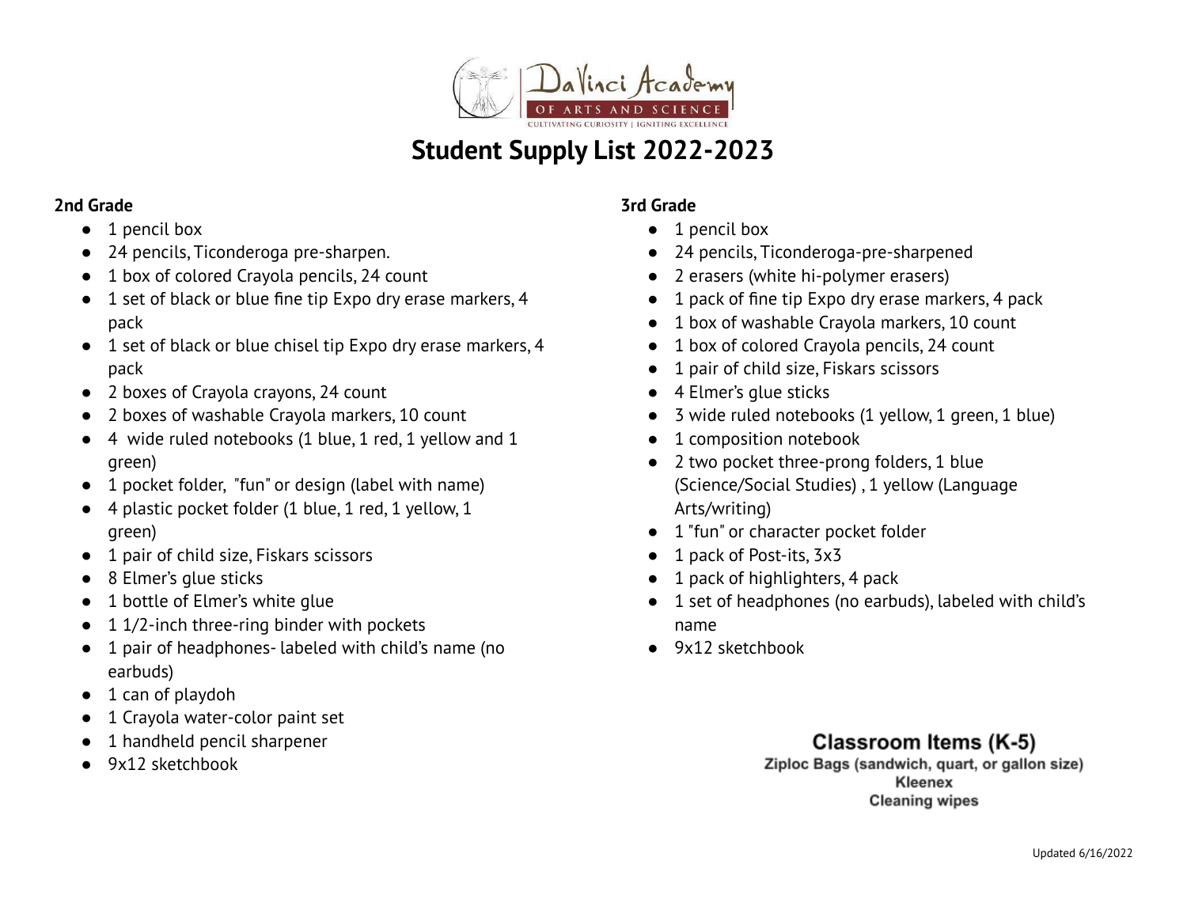# Student Supply List 2022-2023

**2nd Grade**

- 1 pencil box
- 24 pencils, Ticonderoga pre-sharpen.
- 1 box of colored Crayola pencils, 24 count
- 1 set of black or blue fine tip Expo dry erase markers, 4 pack
- 1 set of black or blue chisel tip Expo dry erase markers, 4 pack
- 2 boxes of Crayola crayons, 24 count
- 2 boxes of washable Crayola markers, 10 count
- 4 wide ruled notebooks (1 blue, 1 red, 1 yellow and 1 green)
- 1 pocket folder, "fun" or design (label with name)
- 4 plastic pocket folder (1 blue, 1 red, 1 yellow, 1 green)
- 1 pair of child size, Fiskars scissors
- 8 Elmer's glue sticks
- 1 bottle of Elmer's white glue
- 1 1/2-inch three-ring binder with pockets
- 1 pair of headphones- labeled with child's name (no earbuds)
- 1 can of playdoh
- 1 Crayola water-color paint set
- 1 handheld pencil sharpener
- 9x12 sketchbook

**3rd Grade**

- 1 pencil box
- 24 pencils, Ticonderoga-pre-sharpened
- 2 erasers (white hi-polymer erasers)
- 1 pack of fine tip Expo dry erase markers, 4 pack
- 1 box of washable Crayola markers, 10 count
- 1 box of colored Crayola pencils, 24 count
- 1 pair of child size, Fiskars scissors
- 4 Elmer's glue sticks
- 3 wide ruled notebooks (1 yellow, 1 green, 1 blue)
- 1 composition notebook
- 2 two pocket three-prong folders, 1 blue (Science/Social Studies) , 1 yellow (Language Arts/writing)
- 1 "fun" or character pocket folder
- 1 pack of Post-its, 3x3
- 1 pack of highlighters, 4 pack
- 1 set of headphones (no earbuds), labeled with child's name
- 9x12 sketchbook

**Classroom Items (K-5)**

**Ziploc Bags (sandwich, quart, or gallon size)**
**Kleenex**
**Cleaning wipes**

Updated 6/16/2022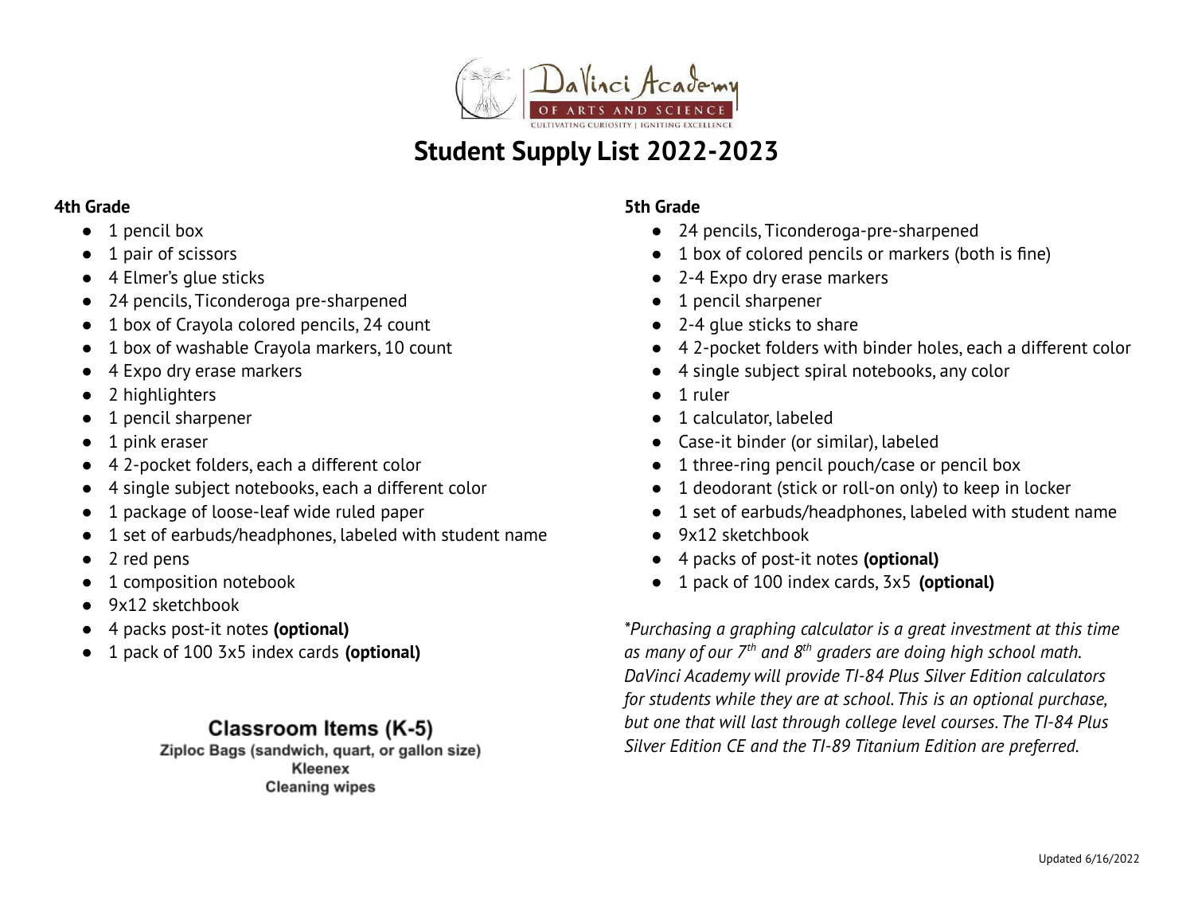DaVinci Academy
OF ARTS AND SCIENCE
CULTIVATING CURIOSITY | IGNITING EXCELLENCE

# Student Supply List 2022-2023

**4th Grade**

- 1 pencil box
- 1 pair of scissors
- 4 Elmer's glue sticks
- 24 pencils, Ticonderoga pre-sharpened
- 1 box of Crayola colored pencils, 24 count
- 1 box of washable Crayola markers, 10 count
- 4 Expo dry erase markers
- 2 highlighters
- 1 pencil sharpener
- 1 pink eraser
- 4 2-pocket folders, each a different color
- 4 single subject notebooks, each a different color
- 1 package of loose-leaf wide ruled paper
- 1 set of earbuds/headphones, labeled with student name
- 2 red pens
- 1 composition notebook
- 9x12 sketchbook
- 4 packs post-it notes **(optional)**
- 1 pack of 100 3x5 index cards **(optional)**

**Classroom Items (K-5)**

Ziploc Bags (sandwich, quart, or gallon size)
Kleenex
Cleaning wipes

**5th Grade**

- 24 pencils, Ticonderoga-pre-sharpened
- 1 box of colored pencils or markers (both is fine)
- 2-4 Expo dry erase markers
- 1 pencil sharpener
- 2-4 glue sticks to share
- 4 2-pocket folders with binder holes, each a different color
- 4 single subject spiral notebooks, any color
- 1 ruler
- 1 calculator, labeled
- Case-it binder (or similar), labeled
- 1 three-ring pencil pouch/case or pencil box
- 1 deodorant (stick or roll-on only) to keep in locker
- 1 set of earbuds/headphones, labeled with student name
- 9x12 sketchbook
- 4 packs of post-it notes **(optional)**
- 1 pack of 100 index cards, 3x5 **(optional)**

*\*Purchasing a graphing calculator is a great investment at this time as many of our 7th and 8th graders are doing high school math. DaVinci Academy will provide TI-84 Plus Silver Edition calculators for students while they are at school. This is an optional purchase, but one that will last through college level courses. The TI-84 Plus Silver Edition CE and the TI-89 Titanium Edition are preferred.*

Updated 6/16/2022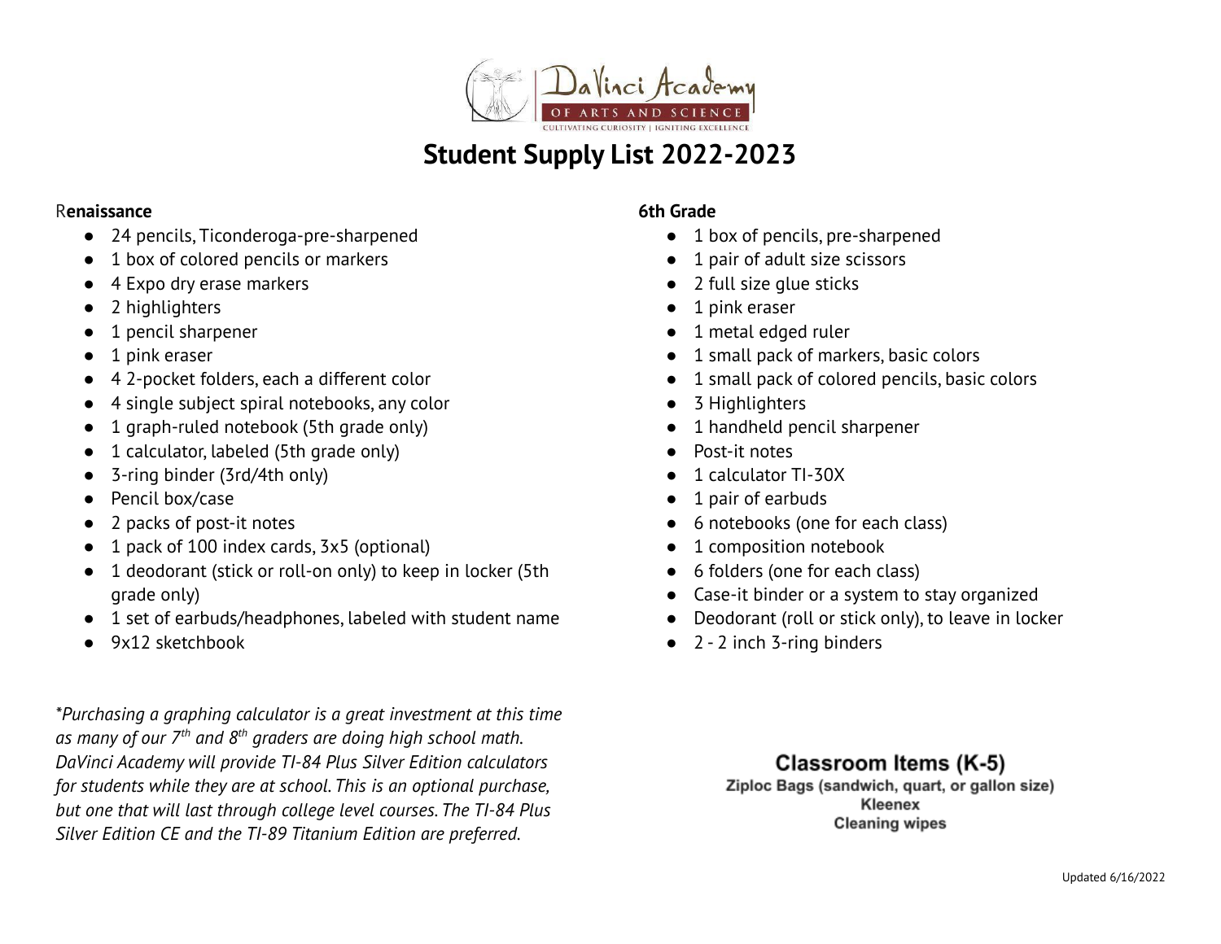DaVinci Academy OF ARTS AND SCIENCE

CULTIVATING CURIOSITY | IGNITING EXCELLENCE

# Student Supply List 2022-2023

**Renaissance**

- 24 pencils, Ticonderoga-pre-sharpened
- 1 box of colored pencils or markers
- 4 Expo dry erase markers
- 2 highlighters
- 1 pencil sharpener
- 1 pink eraser
- 4 2-pocket folders, each a different color
- 4 single subject spiral notebooks, any color
- 1 graph-ruled notebook (5th grade only)
- 1 calculator, labeled (5th grade only)
- 3-ring binder (3rd/4th only)
- Pencil box/case
- 2 packs of post-it notes
- 1 pack of 100 index cards, 3x5 (optional)
- 1 deodorant (stick or roll-on only) to keep in locker (5th grade only)
- 1 set of earbuds/headphones, labeled with student name
- 9x12 sketchbook

*\*Purchasing a graphing calculator is a great investment at this time as many of our 7th and 8th graders are doing high school math. DaVinci Academy will provide TI-84 Plus Silver Edition calculators for students while they are at school. This is an optional purchase, but one that will last through college level courses. The TI-84 Plus Silver Edition CE and the TI-89 Titanium Edition are preferred.*

**6th Grade**

- 1 box of pencils, pre-sharpened
- 1 pair of adult size scissors
- 2 full size glue sticks
- 1 pink eraser
- 1 metal edged ruler
- 1 small pack of markers, basic colors
- 1 small pack of colored pencils, basic colors
- 3 Highlighters
- 1 handheld pencil sharpener
- Post-it notes
- 1 calculator TI-30X
- 1 pair of earbuds
- 6 notebooks (one for each class)
- 1 composition notebook
- 6 folders (one for each class)
- Case-it binder or a system to stay organized
- Deodorant (roll or stick only), to leave in locker
- 2 - 2 inch 3-ring binders

**Classroom Items (K-5)**

Ziploc Bags (sandwich, quart, or gallon size)

Kleenex

Cleaning wipes

Updated 6/16/2022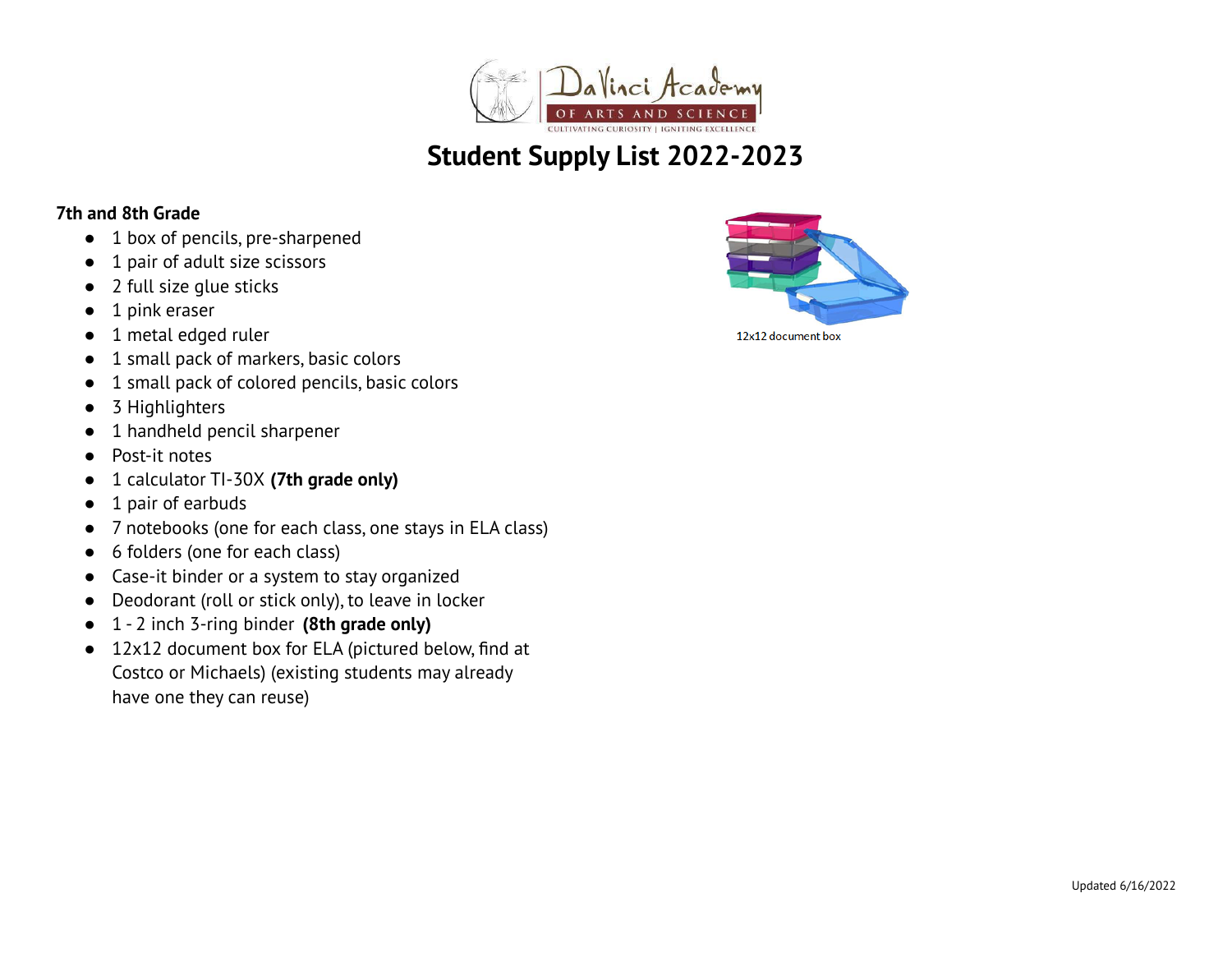# Student Supply List 2022-2023

**7th and 8th Grade**

- 1 box of pencils, pre-sharpened
- 1 pair of adult size scissors
- 2 full size glue sticks
- 1 pink eraser
- 1 metal edged ruler
- 1 small pack of markers, basic colors
- 1 small pack of colored pencils, basic colors
- 3 Highlighters
- 1 handheld pencil sharpener
- Post-it notes
- 1 calculator TI-30X **(7th grade only)**
- 1 pair of earbuds
- 7 notebooks (one for each class, one stays in ELA class)
- 6 folders (one for each class)
- Case-it binder or a system to stay organized
- Deodorant (roll or stick only), to leave in locker
- 1 - 2 inch 3-ring binder **(8th grade only)**
- 12x12 document box for ELA (pictured below, find at Costco or Michaels) (existing students may already have one they can reuse)

12x12 document box

Updated 6/16/2022